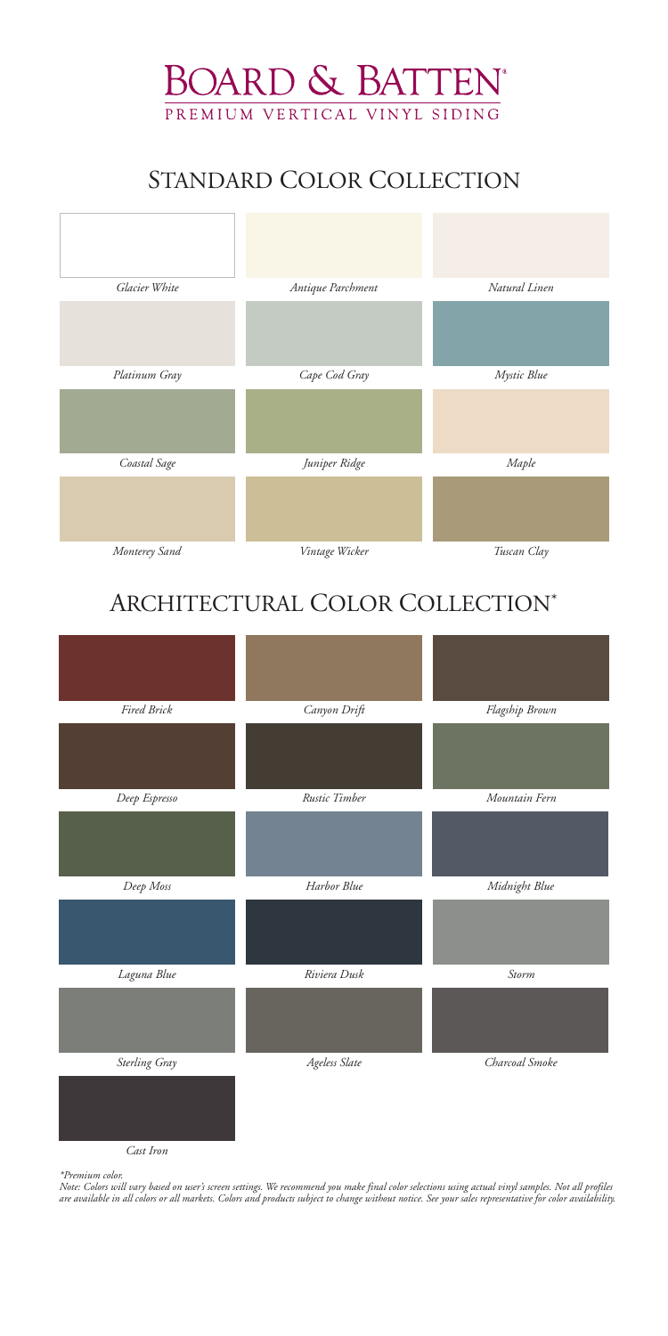# BOARD & BATTEN®

PREMIUM VERTICAL VINYL SIDING

## STANDARD COLOR COLLECTION

| | | |
|---|---|---|
| *Glacier White* | *Antique Parchment* | *Natural Linen* |
| *Platinum Gray* | *Cape Cod Gray* | *Mystic Blue* |
| *Coastal Sage* | *Juniper Ridge* | *Maple* |
| *Monterey Sand* | *Vintage Wicker* | *Tuscan Clay* |

## ARCHITECTURAL COLOR COLLECTION*

| | | |
|---|---|---|
| *Fired Brick* | *Canyon Drift* | *Flagship Brown* |
| *Deep Espresso* | *Rustic Timber* | *Mountain Fern* |
| *Deep Moss* | *Harbor Blue* | *Midnight Blue* |
| *Laguna Blue* | *Riviera Dusk* | *Storm* |
| *Sterling Gray* | *Ageless Slate* | *Charcoal Smoke* |
| *Cast Iron* | | |

*\*Premium color.*

*Note: Colors will vary based on user's screen settings. We recommend you make final color selections using actual vinyl samples. Not all profiles are available in all colors or all markets. Colors and products subject to change without notice. See your sales representative for color availability.*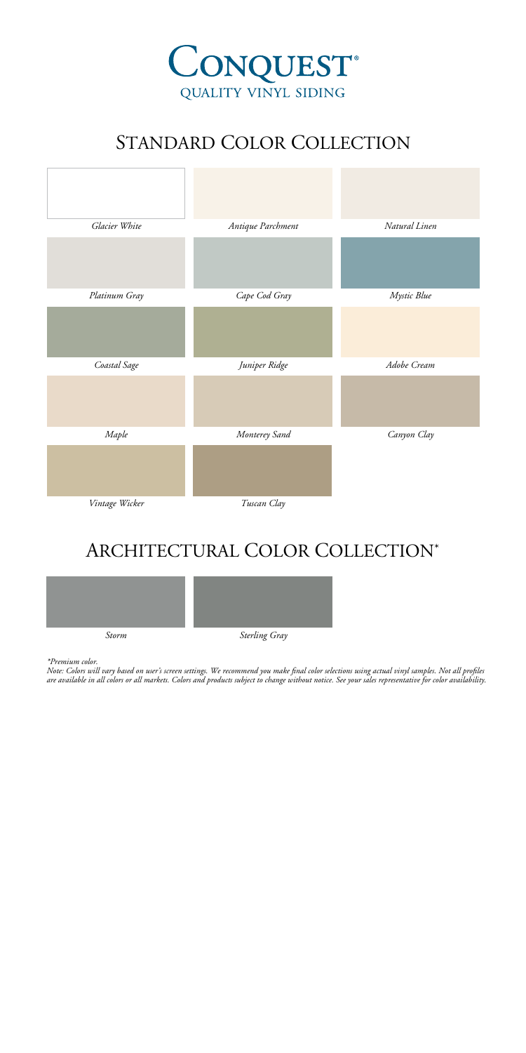# CONQUEST®

QUALITY VINYL SIDING

## STANDARD COLOR COLLECTION

| | | |
|---|---|---|
| *Glacier White* | *Antique Parchment* | *Natural Linen* |
| *Platinum Gray* | *Cape Cod Gray* | *Mystic Blue* |
| *Coastal Sage* | *Juniper Ridge* | *Adobe Cream* |
| *Maple* | *Monterey Sand* | *Canyon Clay* |
| *Vintage Wicker* | *Tuscan Clay* | |

## ARCHITECTURAL COLOR COLLECTION*

| | |
|---|---|
| *Storm* | *Sterling Gray* |

*\*Premium color.*

*Note: Colors will vary based on user's screen settings. We recommend you make final color selections using actual vinyl samples. Not all profiles are available in all colors or all markets. Colors and products subject to change without notice. See your sales representative for color availability.*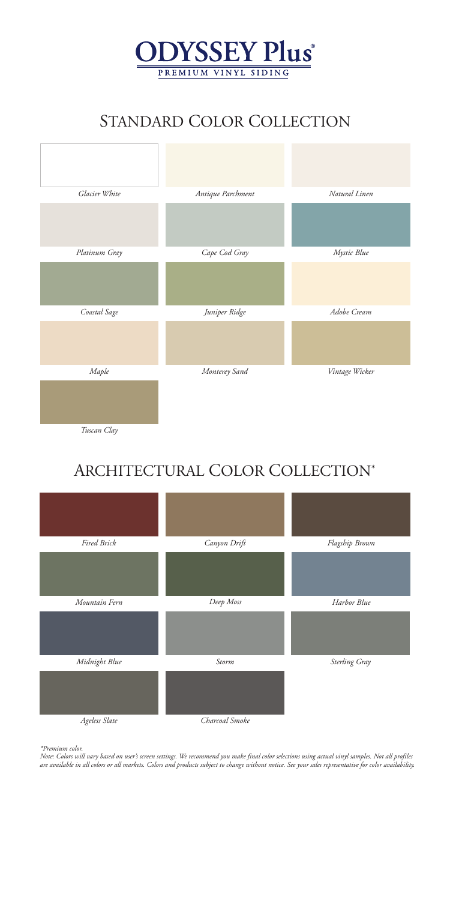# ODYSSEY Plus®

PREMIUM VINYL SIDING

## Standard Color Collection

| | | |
|---|---|---|
| *Glacier White* | *Antique Parchment* | *Natural Linen* |
| *Platinum Gray* | *Cape Cod Gray* | *Mystic Blue* |
| *Coastal Sage* | *Juniper Ridge* | *Adobe Cream* |
| *Maple* | *Monterey Sand* | *Vintage Wicker* |
| *Tuscan Clay* | | |

## Architectural Color Collection*

| | | |
|---|---|---|
| *Fired Brick* | *Canyon Drift* | *Flagship Brown* |
| *Mountain Fern* | *Deep Moss* | *Harbor Blue* |
| *Midnight Blue* | *Storm* | *Sterling Gray* |
| *Ageless Slate* | *Charcoal Smoke* | |

*\*Premium color.*

*Note: Colors will vary based on user's screen settings. We recommend you make final color selections using actual vinyl samples. Not all profiles are available in all colors or all markets. Colors and products subject to change without notice. See your sales representative for color availability.*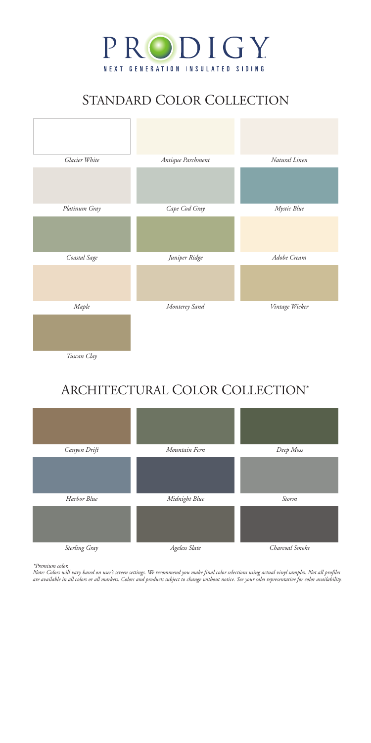# PRODIGY

NEXT GENERATION INSULATED SIDING

## Standard Color Collection

| | | |
|---|---|---|
| *Glacier White* | *Antique Parchment* | *Natural Linen* |
| *Platinum Gray* | *Cape Cod Gray* | *Mystic Blue* |
| *Coastal Sage* | *Juniper Ridge* | *Adobe Cream* |
| *Maple* | *Monterey Sand* | *Vintage Wicker* |
| *Tuscan Clay* | | |

## Architectural Color Collection*

| | | |
|---|---|---|
| *Canyon Drift* | *Mountain Fern* | *Deep Moss* |
| *Harbor Blue* | *Midnight Blue* | *Storm* |
| *Sterling Gray* | *Ageless Slate* | *Charcoal Smoke* |

*\*Premium color.*

*Note: Colors will vary based on user's screen settings. We recommend you make final color selections using actual vinyl samples. Not all profiles are available in all colors or all markets. Colors and products subject to change without notice. See your sales representative for color availability.*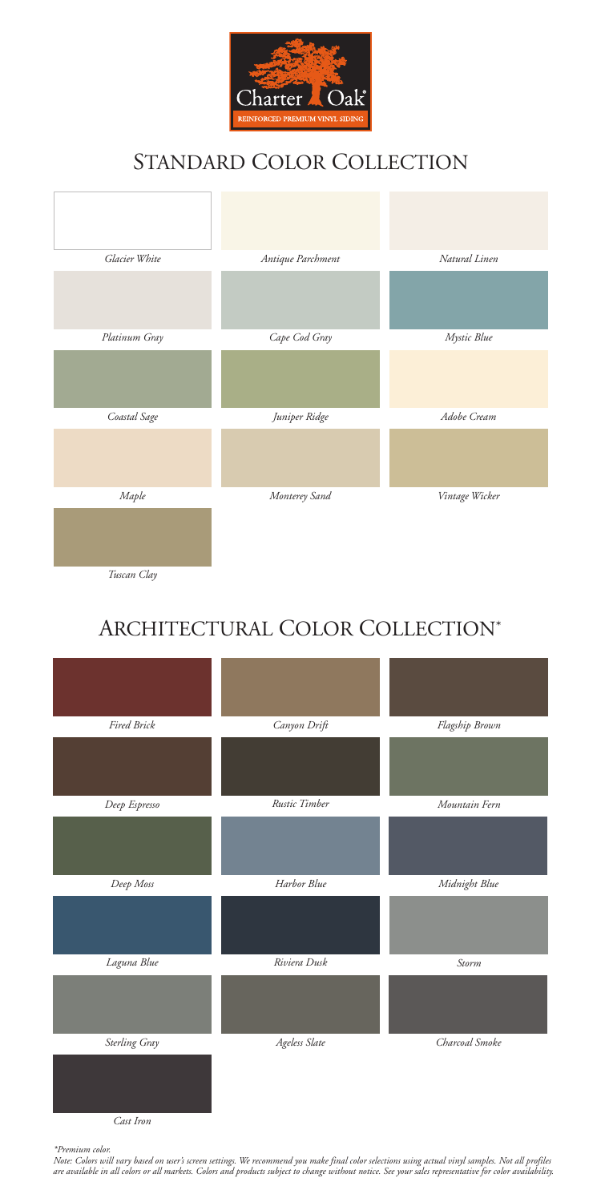Charter Oak®

REINFORCED PREMIUM VINYL SIDING

## STANDARD COLOR COLLECTION

| | | |
|---|---|---|
| *Glacier White* | *Antique Parchment* | *Natural Linen* |
| *Platinum Gray* | *Cape Cod Gray* | *Mystic Blue* |
| *Coastal Sage* | *Juniper Ridge* | *Adobe Cream* |
| *Maple* | *Monterey Sand* | *Vintage Wicker* |
| *Tuscan Clay* | | |

## ARCHITECTURAL COLOR COLLECTION*

| | | |
|---|---|---|
| *Fired Brick* | *Canyon Drift* | *Flagship Brown* |
| *Deep Espresso* | *Rustic Timber* | *Mountain Fern* |
| *Deep Moss* | *Harbor Blue* | *Midnight Blue* |
| *Laguna Blue* | *Riviera Dusk* | *Storm* |
| *Sterling Gray* | *Ageless Slate* | *Charcoal Smoke* |
| *Cast Iron* | | |

*\*Premium color.*

*Note: Colors will vary based on user's screen settings. We recommend you make final color selections using actual vinyl samples. Not all profiles are available in all colors or all markets. Colors and products subject to change without notice. See your sales representative for color availability.*